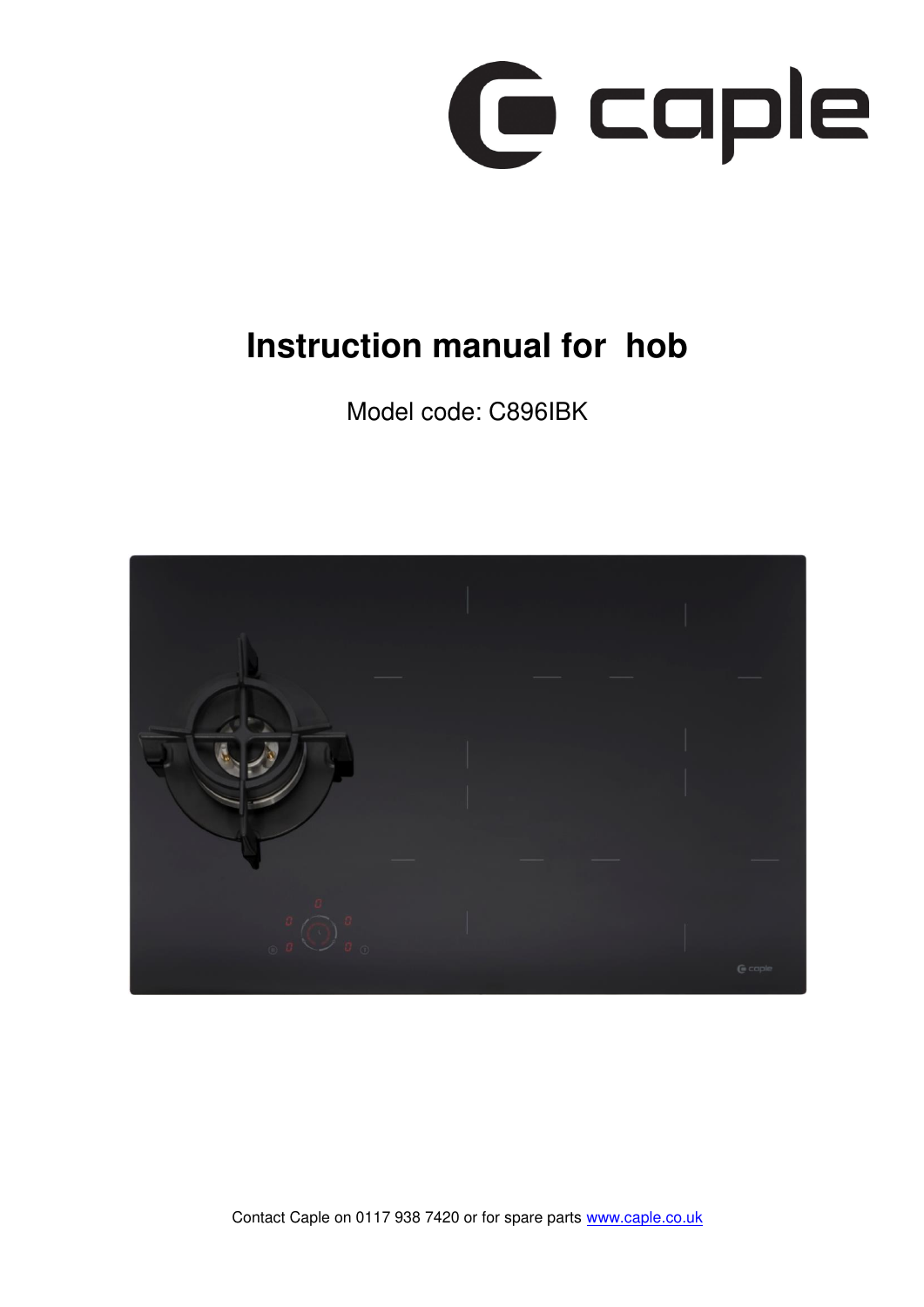# Instruction manual for hob

Model code: C896IBK

Contact Caple on 0117 938 7420 or for spare parts [www.caple.co.uk](www.caple.co.uk)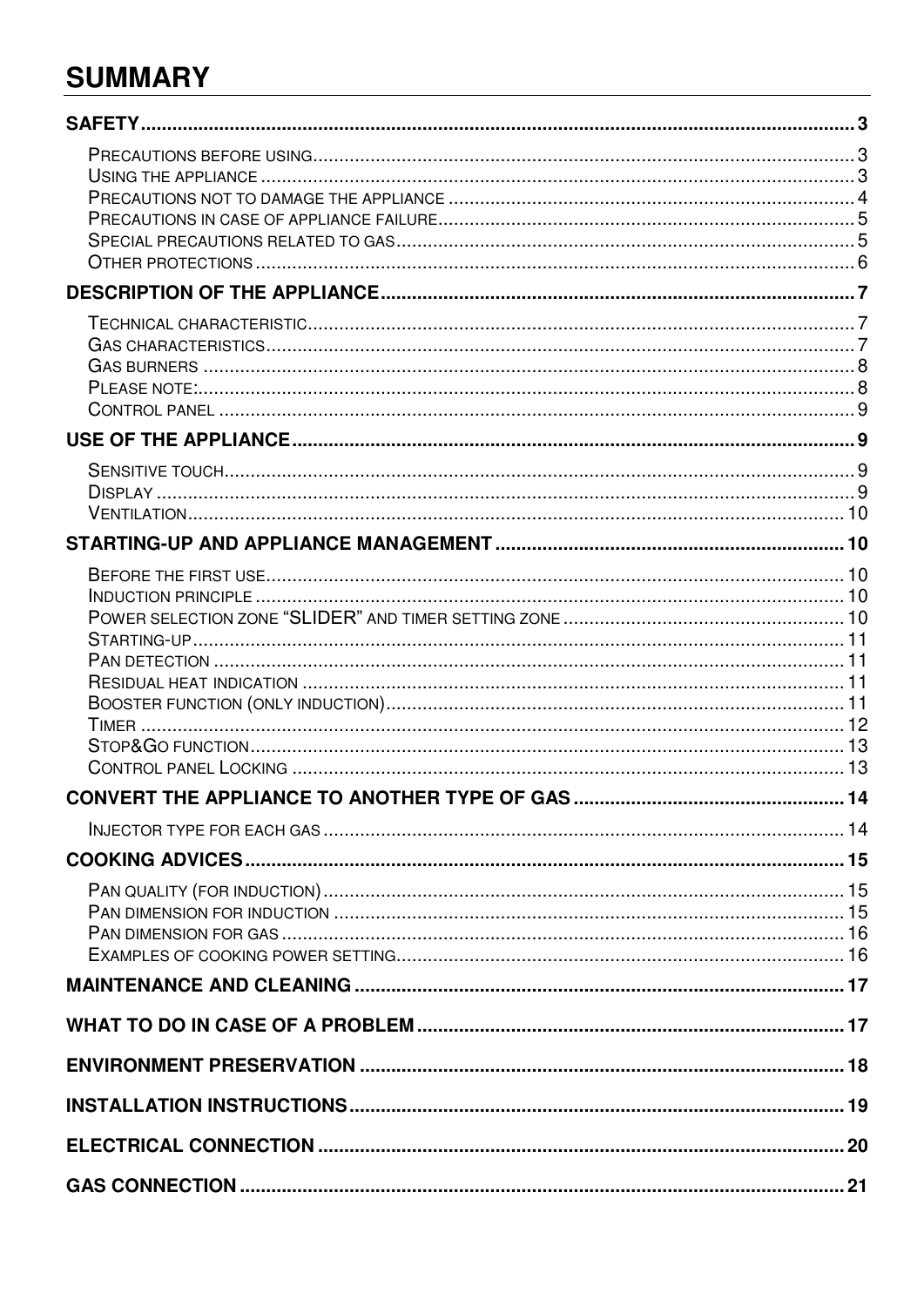# SUMMARY

**SAFETY** ........ 3

- Precautions before using ........ 3
- Using the appliance ........ 3
- Precautions not to damage the appliance ........ 4
- Precautions in case of appliance failure ........ 5
- Special precautions related to gas ........ 5
- Other protections ........ 6

**DESCRIPTION OF THE APPLIANCE** ........ 7

- Technical characteristic ........ 7
- Gas characteristics ........ 7
- Gas burners ........ 8
- Please note: ........ 8
- Control panel ........ 9

**USE OF THE APPLIANCE** ........ 9

- Sensitive touch ........ 9
- Display ........ 9
- Ventilation ........ 10

**STARTING-UP AND APPLIANCE MANAGEMENT** ........ 10

- Before the first use ........ 10
- Induction principle ........ 10
- Power selection zone "SLIDER" and timer setting zone ........ 10
- Starting-up ........ 11
- Pan detection ........ 11
- Residual heat indication ........ 11
- Booster function (only induction) ........ 11
- Timer ........ 12
- Stop&Go function ........ 13
- Control panel Locking ........ 13

**CONVERT THE APPLIANCE TO ANOTHER TYPE OF GAS** ........ 14

- Injector type for each gas ........ 14

**COOKING ADVICES** ........ 15

- Pan quality (for induction) ........ 15
- Pan dimension for induction ........ 15
- Pan dimension for gas ........ 16
- Examples of cooking power setting ........ 16

**MAINTENANCE AND CLEANING** ........ 17

**WHAT TO DO IN CASE OF A PROBLEM** ........ 17

**ENVIRONMENT PRESERVATION** ........ 18

**INSTALLATION INSTRUCTIONS** ........ 19

**ELECTRICAL CONNECTION** ........ 20

**GAS CONNECTION** ........ 21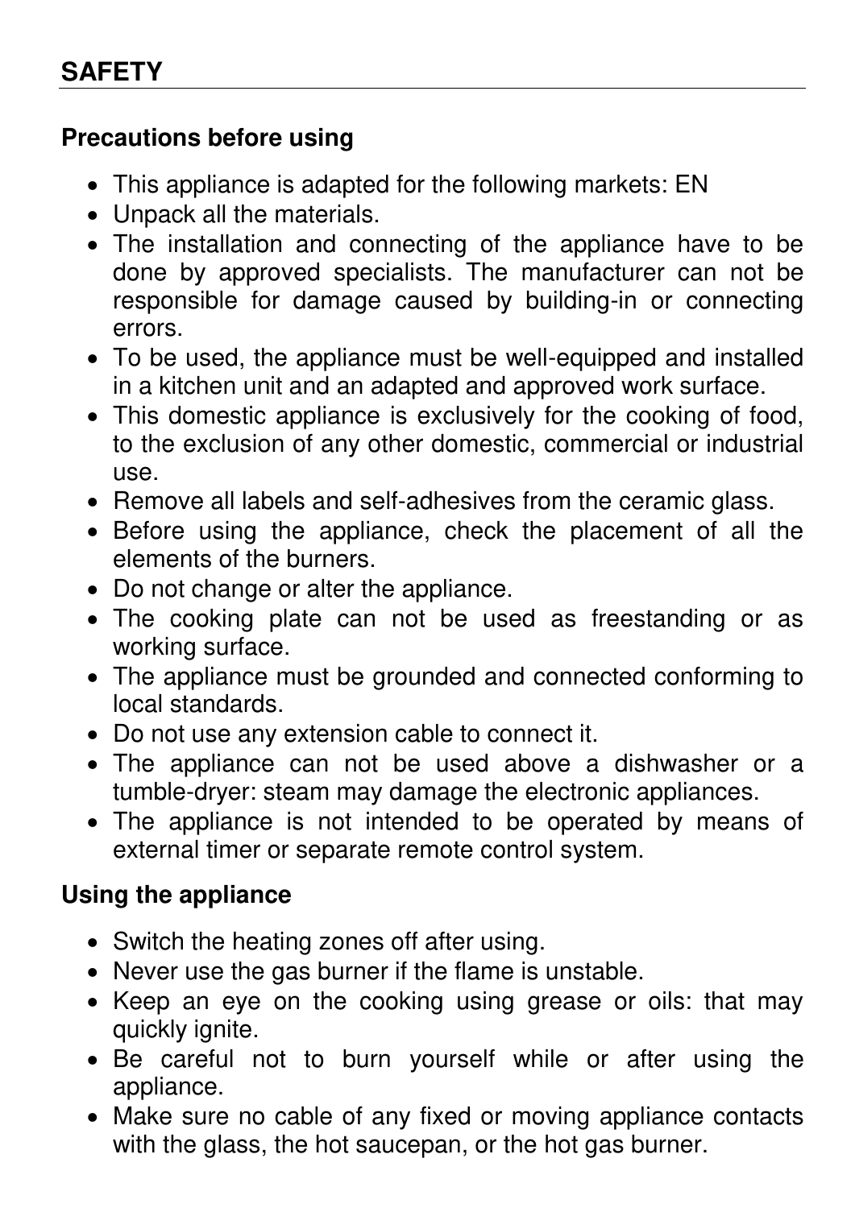## SAFETY

### Precautions before using

- This appliance is adapted for the following markets: EN
- Unpack all the materials.
- The installation and connecting of the appliance have to be done by approved specialists. The manufacturer can not be responsible for damage caused by building-in or connecting errors.
- To be used, the appliance must be well-equipped and installed in a kitchen unit and an adapted and approved work surface.
- This domestic appliance is exclusively for the cooking of food, to the exclusion of any other domestic, commercial or industrial use.
- Remove all labels and self-adhesives from the ceramic glass.
- Before using the appliance, check the placement of all the elements of the burners.
- Do not change or alter the appliance.
- The cooking plate can not be used as freestanding or as working surface.
- The appliance must be grounded and connected conforming to local standards.
- Do not use any extension cable to connect it.
- The appliance can not be used above a dishwasher or a tumble-dryer: steam may damage the electronic appliances.
- The appliance is not intended to be operated by means of external timer or separate remote control system.

### Using the appliance

- Switch the heating zones off after using.
- Never use the gas burner if the flame is unstable.
- Keep an eye on the cooking using grease or oils: that may quickly ignite.
- Be careful not to burn yourself while or after using the appliance.
- Make sure no cable of any fixed or moving appliance contacts with the glass, the hot saucepan, or the hot gas burner.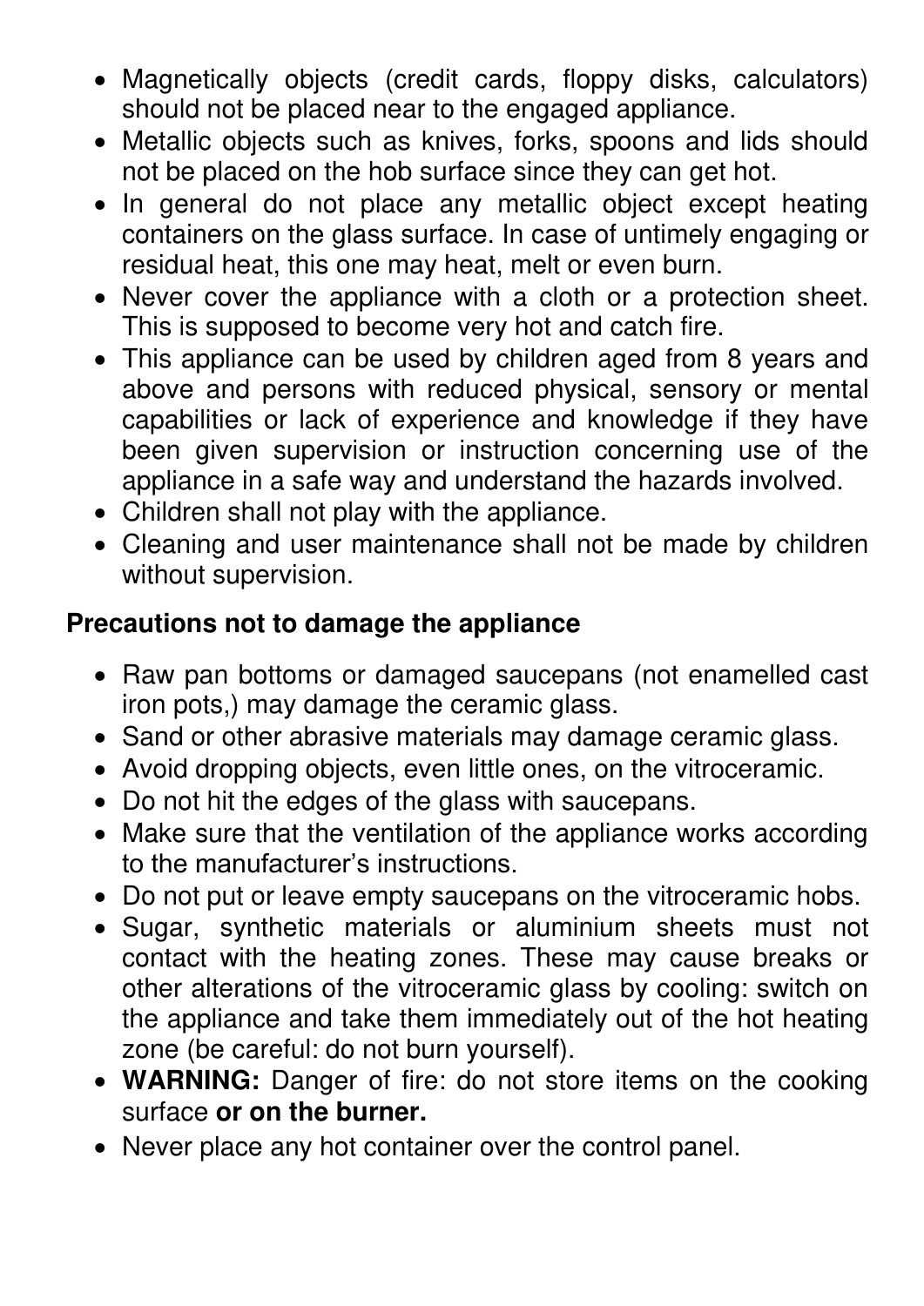- Magnetically objects (credit cards, floppy disks, calculators) should not be placed near to the engaged appliance.
- Metallic objects such as knives, forks, spoons and lids should not be placed on the hob surface since they can get hot.
- In general do not place any metallic object except heating containers on the glass surface. In case of untimely engaging or residual heat, this one may heat, melt or even burn.
- Never cover the appliance with a cloth or a protection sheet. This is supposed to become very hot and catch fire.
- This appliance can be used by children aged from 8 years and above and persons with reduced physical, sensory or mental capabilities or lack of experience and knowledge if they have been given supervision or instruction concerning use of the appliance in a safe way and understand the hazards involved.
- Children shall not play with the appliance.
- Cleaning and user maintenance shall not be made by children without supervision.

### Precautions not to damage the appliance

- Raw pan bottoms or damaged saucepans (not enamelled cast iron pots,) may damage the ceramic glass.
- Sand or other abrasive materials may damage ceramic glass.
- Avoid dropping objects, even little ones, on the vitroceramic.
- Do not hit the edges of the glass with saucepans.
- Make sure that the ventilation of the appliance works according to the manufacturer's instructions.
- Do not put or leave empty saucepans on the vitroceramic hobs.
- Sugar, synthetic materials or aluminium sheets must not contact with the heating zones. These may cause breaks or other alterations of the vitroceramic glass by cooling: switch on the appliance and take them immediately out of the hot heating zone (be careful: do not burn yourself).
- **WARNING:** Danger of fire: do not store items on the cooking surface **or on the burner.**
- Never place any hot container over the control panel.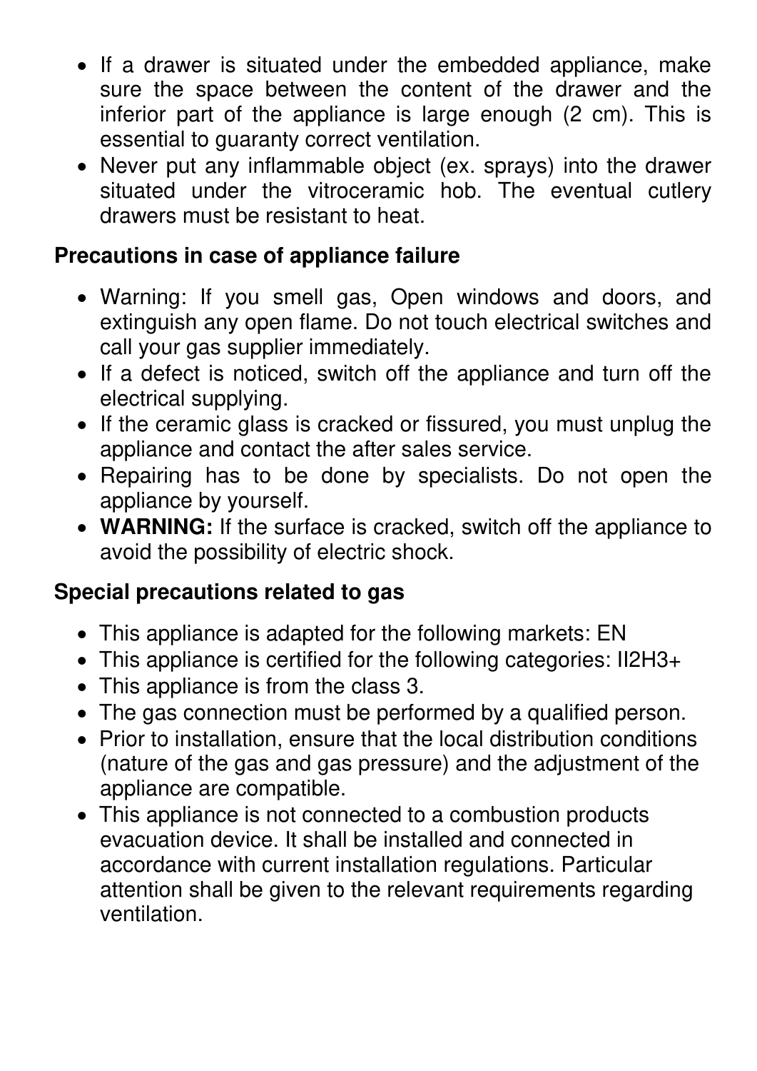- If a drawer is situated under the embedded appliance, make sure the space between the content of the drawer and the inferior part of the appliance is large enough (2 cm). This is essential to guaranty correct ventilation.
- Never put any inflammable object (ex. sprays) into the drawer situated under the vitroceramic hob. The eventual cutlery drawers must be resistant to heat.

**Precautions in case of appliance failure**

- Warning: If you smell gas, Open windows and doors, and extinguish any open flame. Do not touch electrical switches and call your gas supplier immediately.
- If a defect is noticed, switch off the appliance and turn off the electrical supplying.
- If the ceramic glass is cracked or fissured, you must unplug the appliance and contact the after sales service.
- Repairing has to be done by specialists. Do not open the appliance by yourself.
- **WARNING:** If the surface is cracked, switch off the appliance to avoid the possibility of electric shock.

**Special precautions related to gas**

- This appliance is adapted for the following markets: EN
- This appliance is certified for the following categories: II2H3+
- This appliance is from the class 3.
- The gas connection must be performed by a qualified person.
- Prior to installation, ensure that the local distribution conditions (nature of the gas and gas pressure) and the adjustment of the appliance are compatible.
- This appliance is not connected to a combustion products evacuation device. It shall be installed and connected in accordance with current installation regulations. Particular attention shall be given to the relevant requirements regarding ventilation.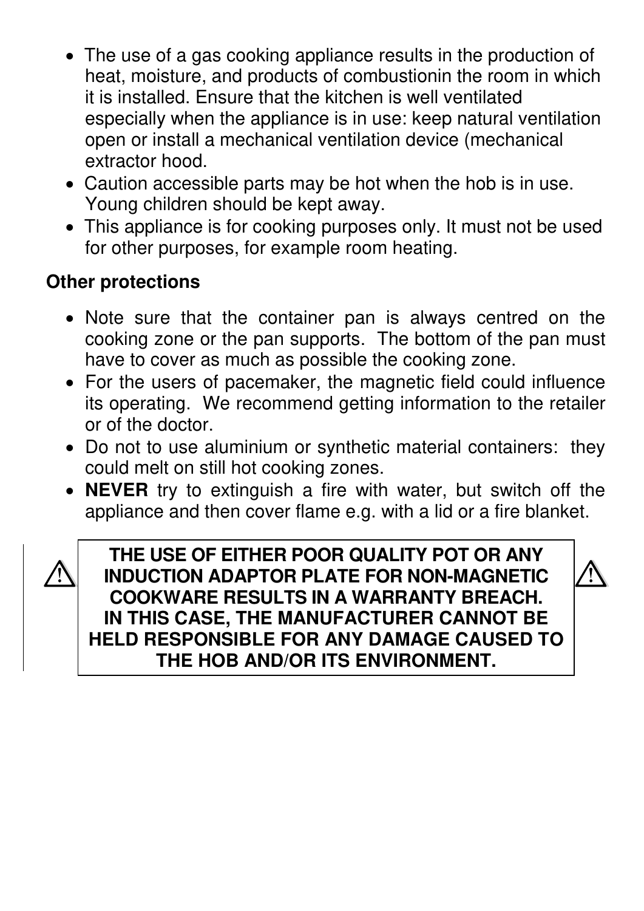- The use of a gas cooking appliance results in the production of heat, moisture, and products of combustionin the room in which it is installed. Ensure that the kitchen is well ventilated especially when the appliance is in use: keep natural ventilation open or install a mechanical ventilation device (mechanical extractor hood.
- Caution accessible parts may be hot when the hob is in use. Young children should be kept away.
- This appliance is for cooking purposes only. It must not be used for other purposes, for example room heating.

**Other protections**

- Note sure that the container pan is always centred on the cooking zone or the pan supports. The bottom of the pan must have to cover as much as possible the cooking zone.
- For the users of pacemaker, the magnetic field could influence its operating. We recommend getting information to the retailer or of the doctor.
- Do not to use aluminium or synthetic material containers: they could melt on still hot cooking zones.
- **NEVER** try to extinguish a fire with water, but switch off the appliance and then cover flame e.g. with a lid or a fire blanket.

⚠ **THE USE OF EITHER POOR QUALITY POT OR ANY INDUCTION ADAPTOR PLATE FOR NON-MAGNETIC COOKWARE RESULTS IN A WARRANTY BREACH. IN THIS CASE, THE MANUFACTURER CANNOT BE HELD RESPONSIBLE FOR ANY DAMAGE CAUSED TO THE HOB AND/OR ITS ENVIRONMENT.** ⚠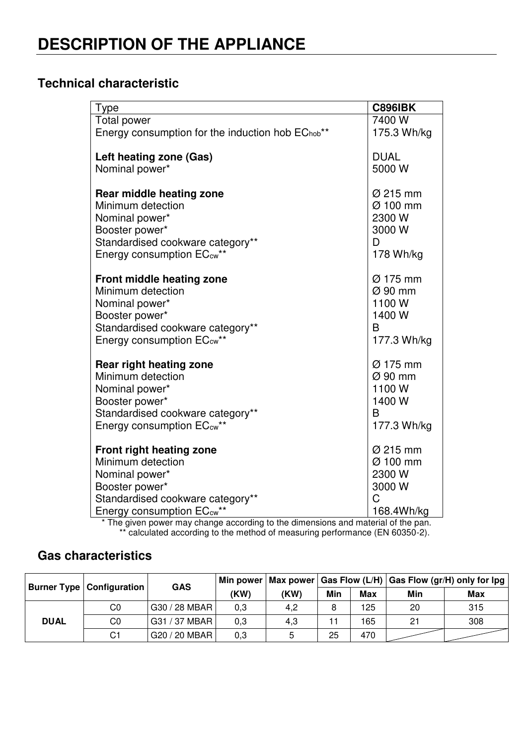# DESCRIPTION OF THE APPLIANCE

## Technical characteristic

| Type | **C896IBK** |
|---|---|
| Total power | 7400 W |
| Energy consumption for the induction hob $EC_{hob}$** | 175.3 Wh/kg |
| | |
| **Left heating zone (Gas)** | DUAL |
| Nominal power* | 5000 W |
| | |
| **Rear middle heating zone** | Ø 215 mm |
| Minimum detection | Ø 100 mm |
| Nominal power* | 2300 W |
| Booster power* | 3000 W |
| Standardised cookware category** | D |
| Energy consumption $EC_{cw}$** | 178 Wh/kg |
| | |
| **Front middle heating zone** | Ø 175 mm |
| Minimum detection | Ø 90 mm |
| Nominal power* | 1100 W |
| Booster power* | 1400 W |
| Standardised cookware category** | B |
| Energy consumption $EC_{cw}$** | 177.3 Wh/kg |
| | |
| **Rear right heating zone** | Ø 175 mm |
| Minimum detection | Ø 90 mm |
| Nominal power* | 1100 W |
| Booster power* | 1400 W |
| Standardised cookware category** | B |
| Energy consumption $EC_{cw}$** | 177.3 Wh/kg |
| | |
| **Front right heating zone** | Ø 215 mm |
| Minimum detection | Ø 100 mm |
| Nominal power* | 2300 W |
| Booster power* | 3000 W |
| Standardised cookware category** | C |
| Energy consumption $EC_{cw}$** | 168.4Wh/kg |

* The given power may change according to the dimensions and material of the pan.
** calculated according to the method of measuring performance (EN 60350-2).

## Gas characteristics

| Burner Type | Configuration | GAS | Min power (KW) | Max power (KW) | Gas Flow (L/H) | | Gas Flow (gr/H) only for lpg | |
|---|---|---|---|---|---|---|---|---|
| | | | | | Min | Max | Min | Max |
| DUAL | C0 | G30 / 28 MBAR | 0,3 | 4,2 | 8 | 125 | 20 | 315 |
| | C0 | G31 / 37 MBAR | 0,3 | 4,3 | 11 | 165 | 21 | 308 |
| | C1 | G20 / 20 MBAR | 0,3 | 5 | 25 | 470 | | |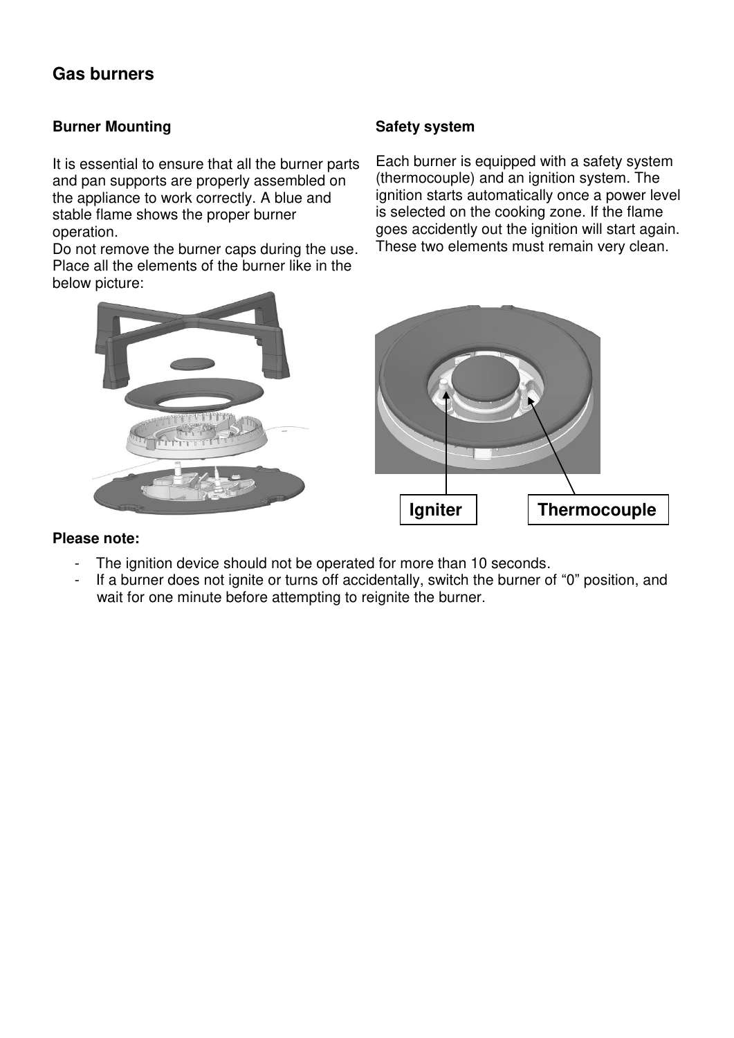## Gas burners

### Burner Mounting

It is essential to ensure that all the burner parts and pan supports are properly assembled on the appliance to work correctly. A blue and stable flame shows the proper burner operation.
Do not remove the burner caps during the use. Place all the elements of the burner like in the below picture:

### Safety system

Each burner is equipped with a safety system (thermocouple) and an ignition system. The ignition starts automatically once a power level is selected on the cooking zone. If the flame goes accidently out the ignition will start again. These two elements must remain very clean.

Igniter Thermocouple

**Please note:**

- The ignition device should not be operated for more than 10 seconds.
- If a burner does not ignite or turns off accidentally, switch the burner of "0" position, and wait for one minute before attempting to reignite the burner.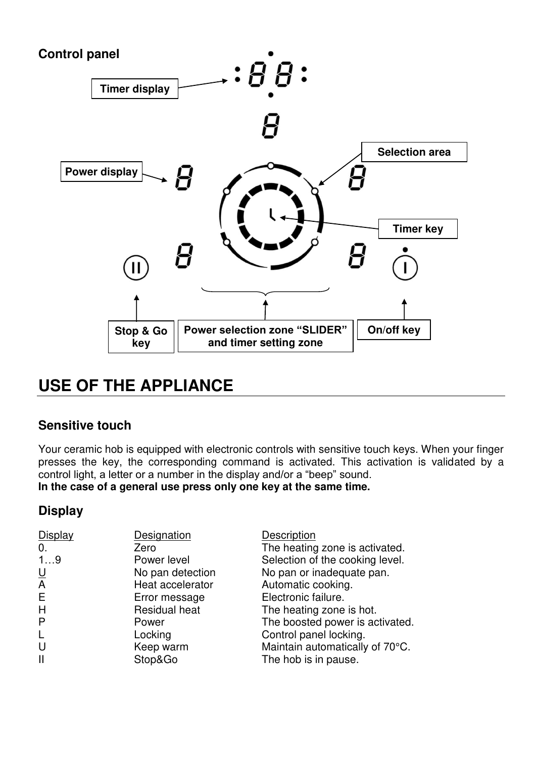## Control panel

Timer display

Selection area

Power display

Timer key

Stop & Go key

Power selection zone “SLIDER” and timer setting zone

On/off key

# USE OF THE APPLIANCE

## Sensitive touch

Your ceramic hob is equipped with electronic controls with sensitive touch keys. When your finger presses the key, the corresponding command is activated. This activation is validated by a control light, a letter or a number in the display and/or a “beep” sound.
**In the case of a general use press only one key at the same time.**

## Display

| Display | Designation | Description |
|---|---|---|
| 0. | Zero | The heating zone is activated. |
| 1…9 | Power level | Selection of the cooking level. |
| U | No pan detection | No pan or inadequate pan. |
| A | Heat accelerator | Automatic cooking. |
| E | Error message | Electronic failure. |
| H | Residual heat | The heating zone is hot. |
| P | Power | The boosted power is activated. |
| L | Locking | Control panel locking. |
| U | Keep warm | Maintain automatically of 70°C. |
| II | Stop&Go | The hob is in pause. |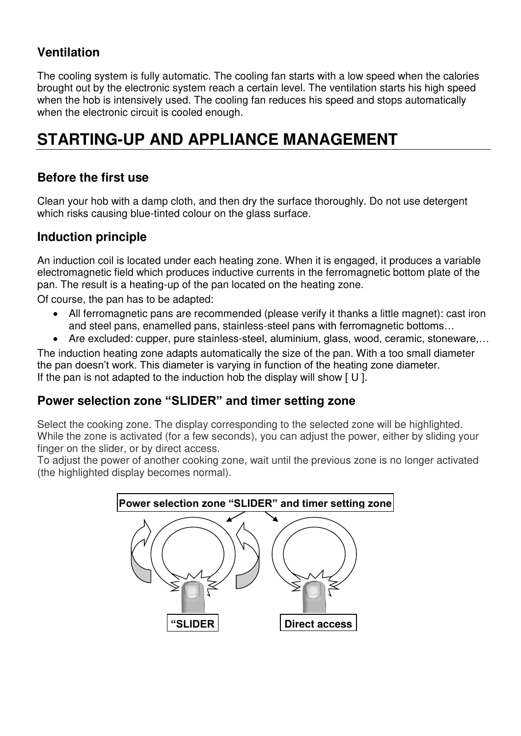### Ventilation

The cooling system is fully automatic. The cooling fan starts with a low speed when the calories brought out by the electronic system reach a certain level. The ventilation starts his high speed when the hob is intensively used. The cooling fan reduces his speed and stops automatically when the electronic circuit is cooled enough.

## STARTING-UP AND APPLIANCE MANAGEMENT

### Before the first use

Clean your hob with a damp cloth, and then dry the surface thoroughly. Do not use detergent which risks causing blue-tinted colour on the glass surface.

### Induction principle

An induction coil is located under each heating zone. When it is engaged, it produces a variable electromagnetic field which produces inductive currents in the ferromagnetic bottom plate of the pan. The result is a heating-up of the pan located on the heating zone.

Of course, the pan has to be adapted:

- All ferromagnetic pans are recommended (please verify it thanks a little magnet): cast iron and steel pans, enamelled pans, stainless-steel pans with ferromagnetic bottoms…
- Are excluded: cupper, pure stainless-steel, aluminium, glass, wood, ceramic, stoneware,…

The induction heating zone adapts automatically the size of the pan. With a too small diameter the pan doesn't work. This diameter is varying in function of the heating zone diameter.
If the pan is not adapted to the induction hob the display will show [ U ].

### Power selection zone "SLIDER" and timer setting zone

Select the cooking zone. The display corresponding to the selected zone will be highlighted. While the zone is activated (for a few seconds), you can adjust the power, either by sliding your finger on the slider, or by direct access.
To adjust the power of another cooking zone, wait until the previous zone is no longer activated (the highlighted display becomes normal).

**Power selection zone "SLIDER" and timer setting zone**

**"SLIDER** | **Direct access**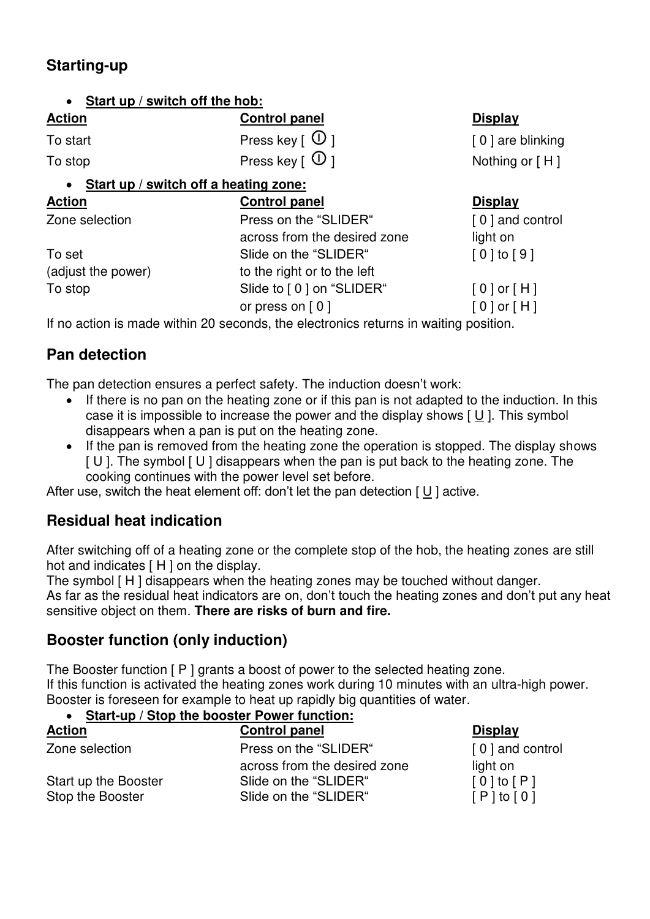## Starting-up

- **Start up / switch off the hob:**

| Action | Control panel | Display |
| --- | --- | --- |
| To start | Press key [ ⏻ ] | [ 0 ] are blinking |
| To stop | Press key [ ⏻ ] | Nothing or [ H ] |

- **Start up / switch off a heating zone:**

| Action | Control panel | Display |
| --- | --- | --- |
| Zone selection | Press on the “SLIDER“ across from the desired zone | [ 0 ] and control light on |
| To set (adjust the power) | Slide on the “SLIDER“ to the right or to the left | [ 0 ] to [ 9 ] |
| To stop | Slide to [ 0 ] on “SLIDER“ | [ 0 ] or [ H ] |
| | or press on [ 0 ] | [ 0 ] or [ H ] |

If no action is made within 20 seconds, the electronics returns in waiting position.

## Pan detection

The pan detection ensures a perfect safety. The induction doesn’t work:

- If there is no pan on the heating zone or if this pan is not adapted to the induction. In this case it is impossible to increase the power and the display shows [ U̲ ]. This symbol disappears when a pan is put on the heating zone.
- If the pan is removed from the heating zone the operation is stopped. The display shows [ U ]. The symbol [ U ] disappears when the pan is put back to the heating zone. The cooking continues with the power level set before.

After use, switch the heat element off: don’t let the pan detection [ U̲ ] active.

## Residual heat indication

After switching off of a heating zone or the complete stop of the hob, the heating zones are still hot and indicates [ H ] on the display.

The symbol [ H ] disappears when the heating zones may be touched without danger.

As far as the residual heat indicators are on, don’t touch the heating zones and don’t put any heat sensitive object on them. **There are risks of burn and fire.**

## Booster function (only induction)

The Booster function [ P ] grants a boost of power to the selected heating zone.

If this function is activated the heating zones work during 10 minutes with an ultra-high power.

Booster is foreseen for example to heat up rapidly big quantities of water.

- **Start-up / Stop the booster Power function:**

| Action | Control panel | Display |
| --- | --- | --- |
| Zone selection | Press on the “SLIDER“ across from the desired zone | [ 0 ] and control light on |
| Start up the Booster | Slide on the “SLIDER“ | [ 0 ] to [ P ] |
| Stop the Booster | Slide on the “SLIDER“ | [ P ] to [ 0 ] |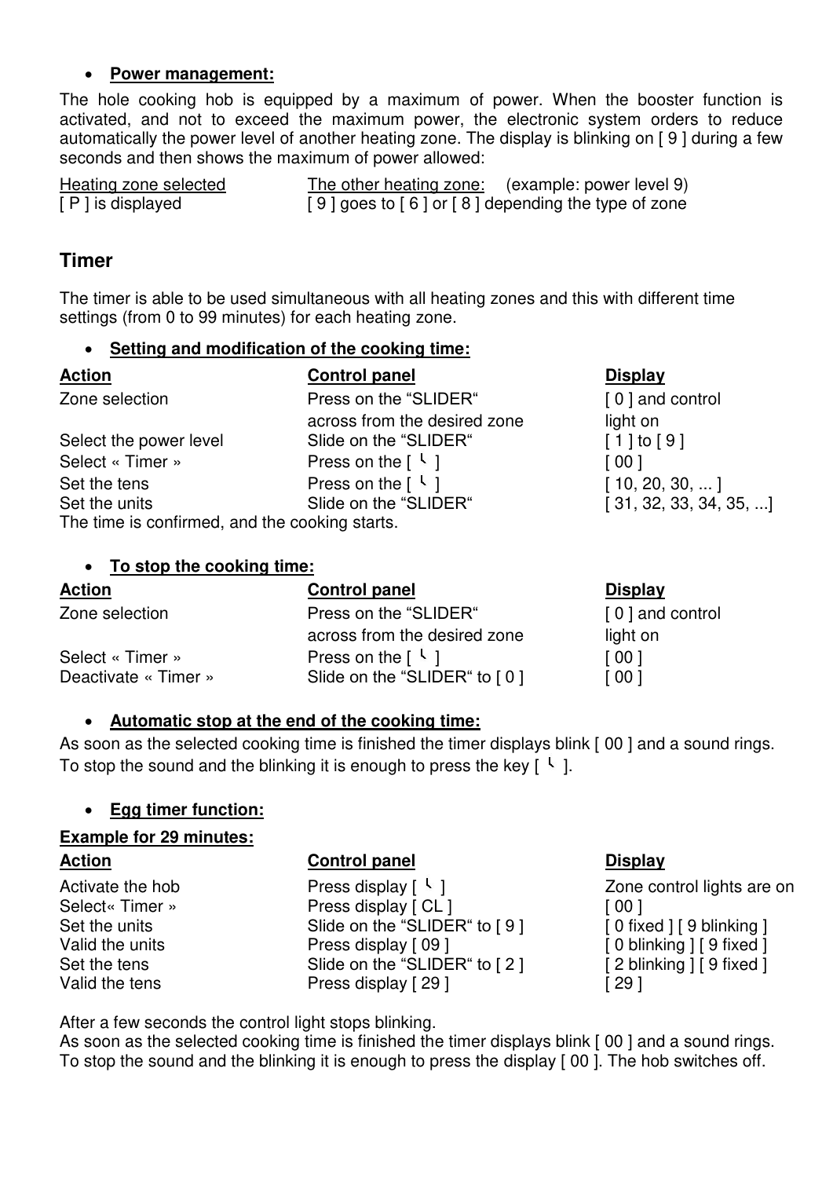- **Power management:**

The hole cooking hob is equipped by a maximum of power. When the booster function is activated, and not to exceed the maximum power, the electronic system orders to reduce automatically the power level of another heating zone. The display is blinking on [ 9 ] during a few seconds and then shows the maximum of power allowed:

| Heating zone selected | The other heating zone: (example: power level 9) |
|---|---|
| [ P ] is displayed | [ 9 ] goes to [ 6 ] or [ 8 ] depending the type of zone |

## Timer

The timer is able to be used simultaneous with all heating zones and this with different time settings (from 0 to 99 minutes) for each heating zone.

- **Setting and modification of the cooking time:**

| Action | Control panel | Display |
|---|---|---|
| Zone selection | Press on the "SLIDER" across from the desired zone | [ 0 ] and control light on |
| Select the power level | Slide on the "SLIDER" | [ 1 ] to [ 9 ] |
| Select « Timer » | Press on the [ ╰ ] | [ 00 ] |
| Set the tens | Press on the [ ╰ ] | [ 10, 20, 30, ... ] |
| Set the units | Slide on the "SLIDER" | [ 31, 32, 33, 34, 35, ...] |

The time is confirmed, and the cooking starts.

- **To stop the cooking time:**

| Action | Control panel | Display |
|---|---|---|
| Zone selection | Press on the "SLIDER" across from the desired zone | [ 0 ] and control light on |
| Select « Timer » | Press on the [ ╰ ] | [ 00 ] |
| Deactivate « Timer » | Slide on the "SLIDER" to [ 0 ] | [ 00 ] |

- **Automatic stop at the end of the cooking time:**

As soon as the selected cooking time is finished the timer displays blink [ 00 ] and a sound rings. To stop the sound and the blinking it is enough to press the key [ ╰ ].

- **Egg timer function:**

**Example for 29 minutes:**

| Action | Control panel | Display |
|---|---|---|
| Activate the hob | Press display [ ╰ ] | Zone control lights are on |
| Select« Timer » | Press display [ CL ] | [ 00 ] |
| Set the units | Slide on the "SLIDER" to [ 9 ] | [ 0 fixed ] [ 9 blinking ] |
| Valid the units | Press display [ 09 ] | [ 0 blinking ] [ 9 fixed ] |
| Set the tens | Slide on the "SLIDER" to [ 2 ] | [ 2 blinking ] [ 9 fixed ] |
| Valid the tens | Press display [ 29 ] | [ 29 ] |

After a few seconds the control light stops blinking.
As soon as the selected cooking time is finished the timer displays blink [ 00 ] and a sound rings. To stop the sound and the blinking it is enough to press the display [ 00 ]. The hob switches off.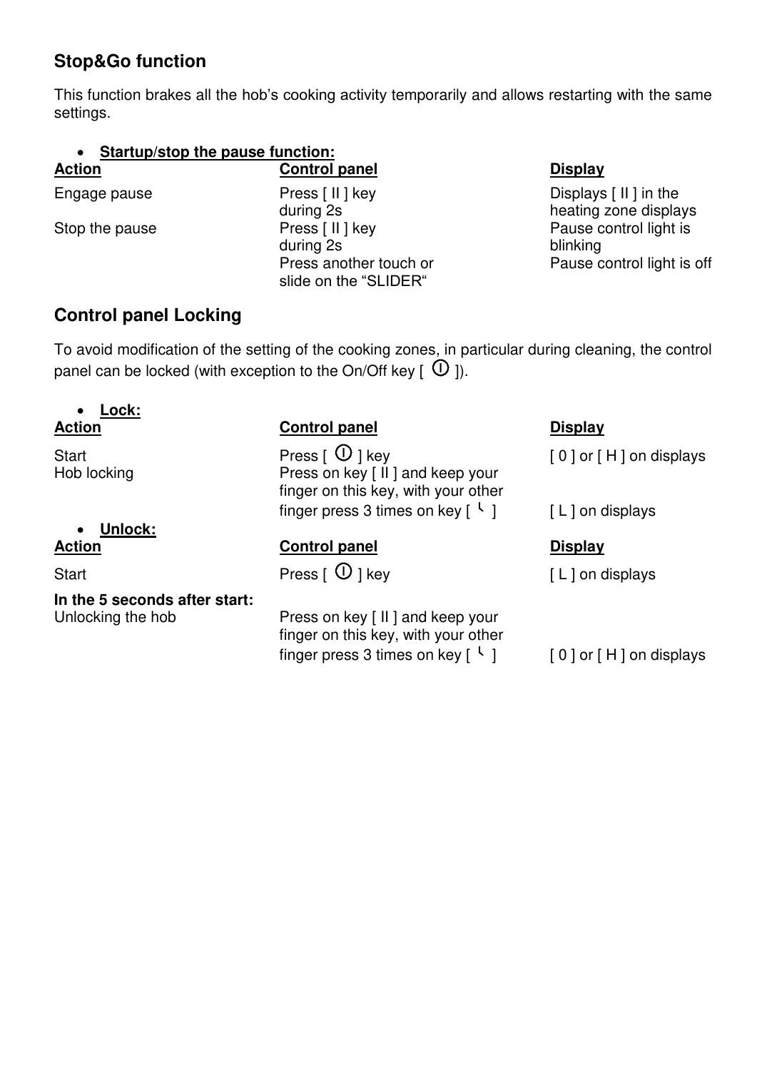## Stop&Go function

This function brakes all the hob's cooking activity temporarily and allows restarting with the same settings.

- **Startup/stop the pause function:**

| Action | Control panel | Display |
| --- | --- | --- |
| Engage pause | Press [ II ] key during 2s | Displays [ II ] in the heating zone displays |
| Stop the pause | Press [ II ] key during 2s | Pause control light is blinking |
| | Press another touch or slide on the "SLIDER" | Pause control light is off |

## Control panel Locking

To avoid modification of the setting of the cooking zones, in particular during cleaning, the control panel can be locked (with exception to the On/Off key [ ⏼ ]).

- **Lock:**

| Action | Control panel | Display |
| --- | --- | --- |
| Start | Press [ ⏼ ] key | [ 0 ] or [ H ] on displays |
| Hob locking | Press on key [ II ] and keep your finger on this key, with your other finger press 3 times on key [ ᒻ ] | [ L ] on displays |

- **Unlock:**

| Action | Control panel | Display |
| --- | --- | --- |
| Start | Press [ ⏼ ] key | [ L ] on displays |
| **In the 5 seconds after start:** | | |
| Unlocking the hob | Press on key [ II ] and keep your finger on this key, with your other finger press 3 times on key [ ᒻ ] | [ 0 ] or [ H ] on displays |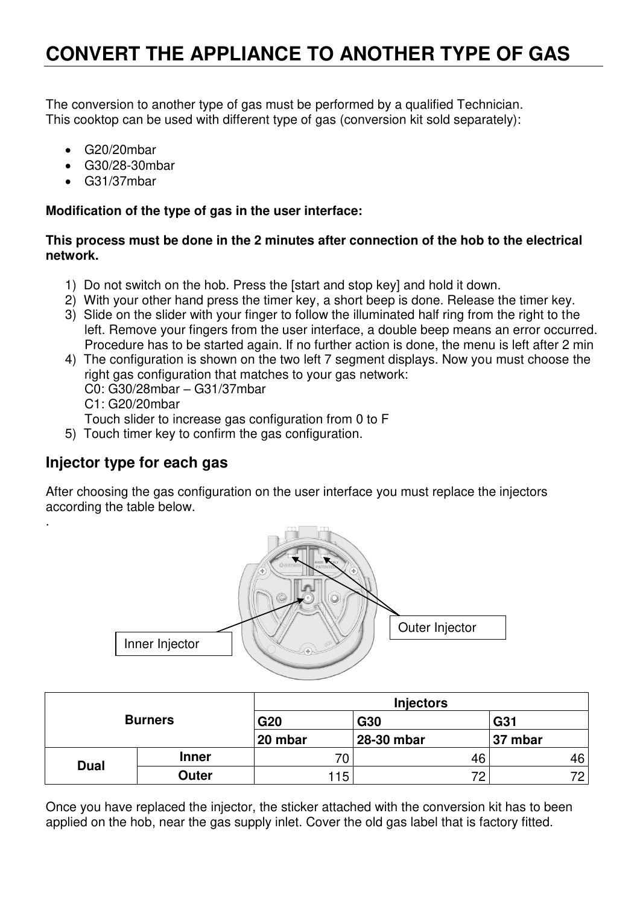# CONVERT THE APPLIANCE TO ANOTHER TYPE OF GAS

The conversion to another type of gas must be performed by a qualified Technician.
This cooktop can be used with different type of gas (conversion kit sold separately):

- G20/20mbar
- G30/28-30mbar
- G31/37mbar

**Modification of the type of gas in the user interface:**

**This process must be done in the 2 minutes after connection of the hob to the electrical network.**

1) Do not switch on the hob. Press the [start and stop key] and hold it down.
2) With your other hand press the timer key, a short beep is done. Release the timer key.
3) Slide on the slider with your finger to follow the illuminated half ring from the right to the left. Remove your fingers from the user interface, a double beep means an error occurred. Procedure has to be started again. If no further action is done, the menu is left after 2 min
4) The configuration is shown on the two left 7 segment displays. Now you must choose the right gas configuration that matches to your gas network:
   C0: G30/28mbar – G31/37mbar
   C1: G20/20mbar
   Touch slider to increase gas configuration from 0 to F
5) Touch timer key to confirm the gas configuration.

## Injector type for each gas

After choosing the gas configuration on the user interface you must replace the injectors according the table below.

.

Inner Injector

Outer Injector

| Burners | | Injectors | | |
|---|---|---|---|---|
| | | G20 | G30 | G31 |
| | | 20 mbar | 28-30 mbar | 37 mbar |
| Dual | Inner | 70 | 46 | 46 |
| | Outer | 115 | 72 | 72 |

Once you have replaced the injector, the sticker attached with the conversion kit has to been applied on the hob, near the gas supply inlet. Cover the old gas label that is factory fitted.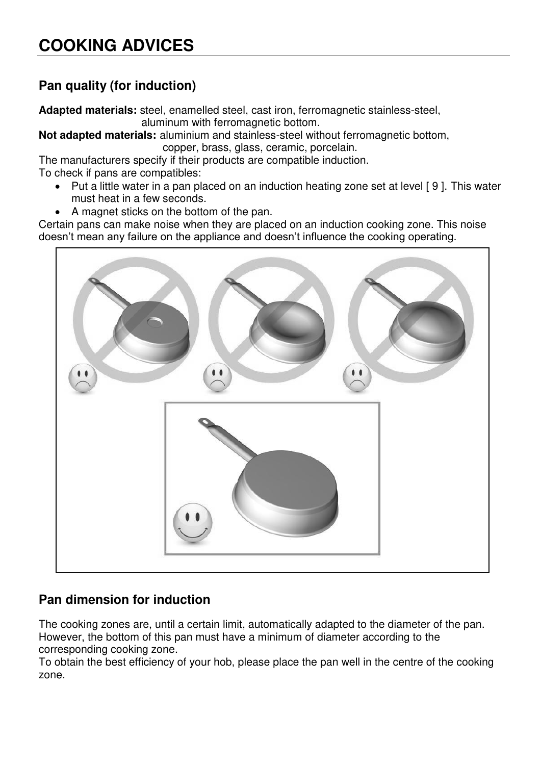# COOKING ADVICES

## Pan quality (for induction)

**Adapted materials:** steel, enamelled steel, cast iron, ferromagnetic stainless-steel, aluminum with ferromagnetic bottom.

**Not adapted materials:** aluminium and stainless-steel without ferromagnetic bottom, copper, brass, glass, ceramic, porcelain.

The manufacturers specify if their products are compatible induction.

To check if pans are compatibles:

- Put a little water in a pan placed on an induction heating zone set at level [ 9 ]. This water must heat in a few seconds.
- A magnet sticks on the bottom of the pan.

Certain pans can make noise when they are placed on an induction cooking zone. This noise doesn't mean any failure on the appliance and doesn't influence the cooking operating.

## Pan dimension for induction

The cooking zones are, until a certain limit, automatically adapted to the diameter of the pan. However, the bottom of this pan must have a minimum of diameter according to the corresponding cooking zone.

To obtain the best efficiency of your hob, please place the pan well in the centre of the cooking zone.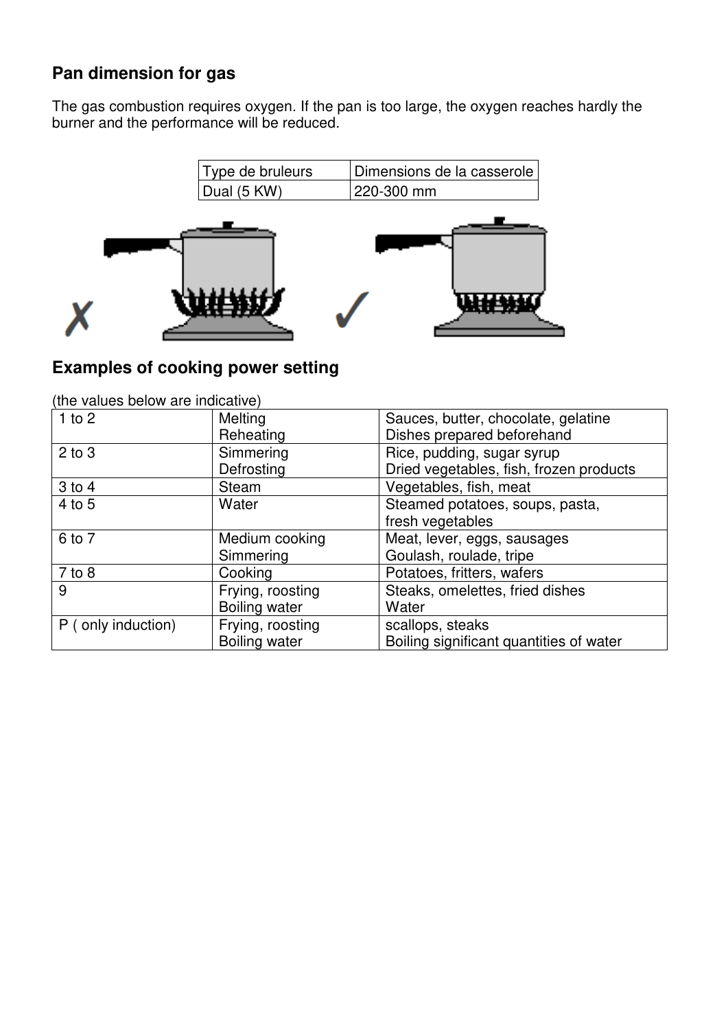## Pan dimension for gas

The gas combustion requires oxygen. If the pan is too large, the oxygen reaches hardly the burner and the performance will be reduced.

| Type de bruleurs | Dimensions de la casserole |
|---|---|
| Dual (5 KW) | 220-300 mm |

## Examples of cooking power setting

(the values below are indicative)

| | | |
|---|---|---|
| 1 to 2 | Melting<br>Reheating | Sauces, butter, chocolate, gelatine<br>Dishes prepared beforehand |
| 2 to 3 | Simmering<br>Defrosting | Rice, pudding, sugar syrup<br>Dried vegetables, fish, frozen products |
| 3 to 4 | Steam | Vegetables, fish, meat |
| 4 to 5 | Water | Steamed potatoes, soups, pasta,<br>fresh vegetables |
| 6 to 7 | Medium cooking<br>Simmering | Meat, lever, eggs, sausages<br>Goulash, roulade, tripe |
| 7 to 8 | Cooking | Potatoes, fritters, wafers |
| 9 | Frying, roosting<br>Boiling water | Steaks, omelettes, fried dishes<br>Water |
| P ( only induction) | Frying, roosting<br>Boiling water | scallops, steaks<br>Boiling significant quantities of water |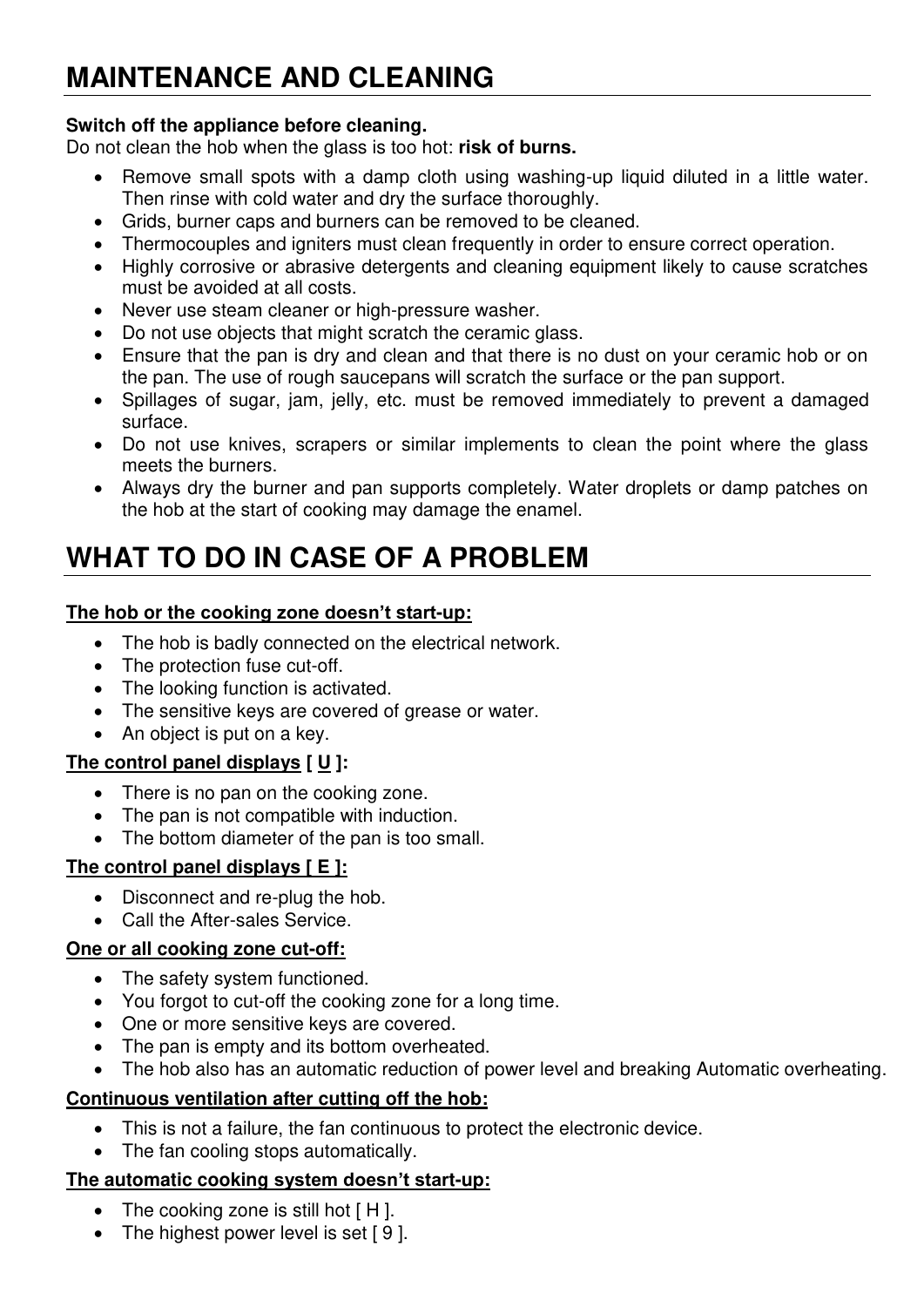# MAINTENANCE AND CLEANING

**Switch off the appliance before cleaning.**
Do not clean the hob when the glass is too hot: **risk of burns.**

- Remove small spots with a damp cloth using washing-up liquid diluted in a little water. Then rinse with cold water and dry the surface thoroughly.
- Grids, burner caps and burners can be removed to be cleaned.
- Thermocouples and igniters must clean frequently in order to ensure correct operation.
- Highly corrosive or abrasive detergents and cleaning equipment likely to cause scratches must be avoided at all costs.
- Never use steam cleaner or high-pressure washer.
- Do not use objects that might scratch the ceramic glass.
- Ensure that the pan is dry and clean and that there is no dust on your ceramic hob or on the pan. The use of rough saucepans will scratch the surface or the pan support.
- Spillages of sugar, jam, jelly, etc. must be removed immediately to prevent a damaged surface.
- Do not use knives, scrapers or similar implements to clean the point where the glass meets the burners.
- Always dry the burner and pan supports completely. Water droplets or damp patches on the hob at the start of cooking may damage the enamel.

# WHAT TO DO IN CASE OF A PROBLEM

**The hob or the cooking zone doesn't start-up:**

- The hob is badly connected on the electrical network.
- The protection fuse cut-off.
- The looking function is activated.
- The sensitive keys are covered of grease or water.
- An object is put on a key.

**The control panel displays [ U ]:**

- There is no pan on the cooking zone.
- The pan is not compatible with induction.
- The bottom diameter of the pan is too small.

**The control panel displays [ E ]:**

- Disconnect and re-plug the hob.
- Call the After-sales Service.

**One or all cooking zone cut-off:**

- The safety system functioned.
- You forgot to cut-off the cooking zone for a long time.
- One or more sensitive keys are covered.
- The pan is empty and its bottom overheated.
- The hob also has an automatic reduction of power level and breaking Automatic overheating.

**Continuous ventilation after cutting off the hob:**

- This is not a failure, the fan continuous to protect the electronic device.
- The fan cooling stops automatically.

**The automatic cooking system doesn't start-up:**

- The cooking zone is still hot [ H ].
- The highest power level is set [ 9 ].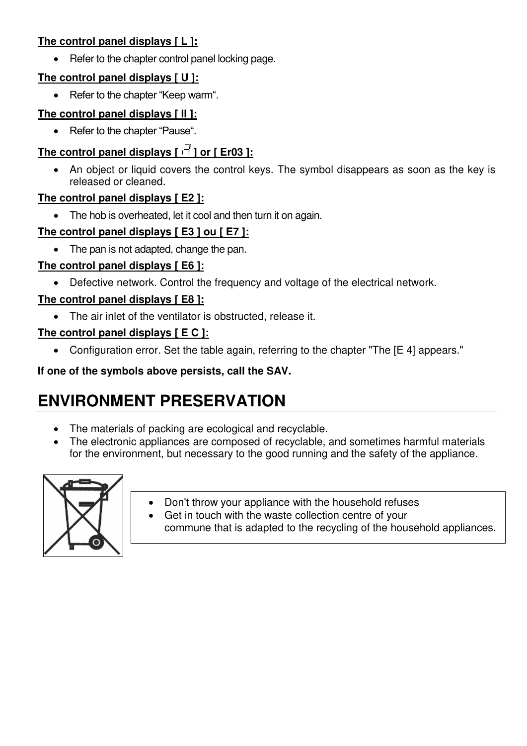**The control panel displays [ L ]:**

- Refer to the chapter control panel locking page.

**The control panel displays [ U ]:**

- Refer to the chapter "Keep warm".

**The control panel displays [ II ]:**

- Refer to the chapter "Pause".

**The control panel displays [ ] or [ Er03 ]:**

- An object or liquid covers the control keys. The symbol disappears as soon as the key is released or cleaned.

**The control panel displays [ E2 ]:**

- The hob is overheated, let it cool and then turn it on again.

**The control panel displays [ E3 ] ou [ E7 ]:**

- The pan is not adapted, change the pan.

**The control panel displays [ E6 ]:**

- Defective network. Control the frequency and voltage of the electrical network.

**The control panel displays [ E8 ]:**

- The air inlet of the ventilator is obstructed, release it.

**The control panel displays [ E C ]:**

- Configuration error. Set the table again, referring to the chapter "The [E 4] appears."

**If one of the symbols above persists, call the SAV.**

# ENVIRONMENT PRESERVATION

- The materials of packing are ecological and recyclable.
- The electronic appliances are composed of recyclable, and sometimes harmful materials for the environment, but necessary to the good running and the safety of the appliance.

- Don't throw your appliance with the household refuses
- Get in touch with the waste collection centre of your commune that is adapted to the recycling of the household appliances.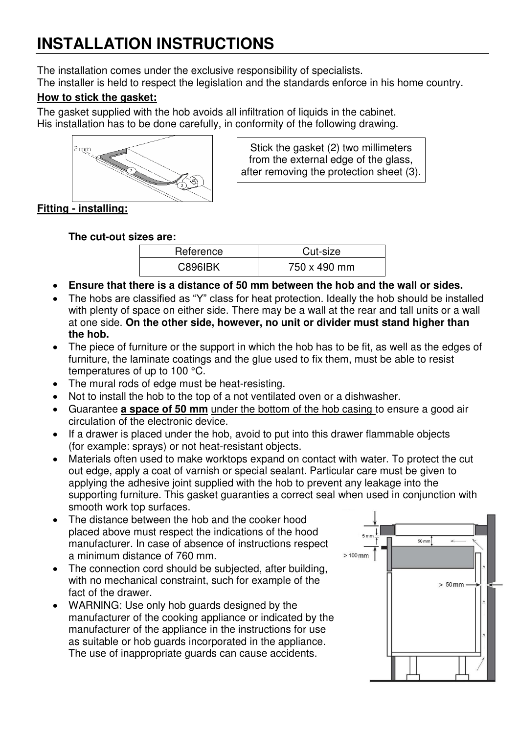# INSTALLATION INSTRUCTIONS

The installation comes under the exclusive responsibility of specialists.
The installer is held to respect the legislation and the standards enforce in his home country.

**How to stick the gasket:**

The gasket supplied with the hob avoids all infiltration of liquids in the cabinet.
His installation has to be done carefully, in conformity of the following drawing.

Stick the gasket (2) two millimeters from the external edge of the glass, after removing the protection sheet (3).

**Fitting - installing:**

**The cut-out sizes are:**

| Reference | Cut-size |
|---|---|
| C896IBK | 750 x 490 mm |

- **Ensure that there is a distance of 50 mm between the hob and the wall or sides.**
- The hobs are classified as "Y" class for heat protection. Ideally the hob should be installed with plenty of space on either side. There may be a wall at the rear and tall units or a wall at one side. **On the other side, however, no unit or divider must stand higher than the hob.**
- The piece of furniture or the support in which the hob has to be fit, as well as the edges of furniture, the laminate coatings and the glue used to fix them, must be able to resist temperatures of up to 100 °C.
- The mural rods of edge must be heat-resisting.
- Not to install the hob to the top of a not ventilated oven or a dishwasher.
- Guarantee **a space of 50 mm** under the bottom of the hob casing to ensure a good air circulation of the electronic device.
- If a drawer is placed under the hob, avoid to put into this drawer flammable objects (for example: sprays) or not heat-resistant objects.
- Materials often used to make worktops expand on contact with water. To protect the cut out edge, apply a coat of varnish or special sealant. Particular care must be given to applying the adhesive joint supplied with the hob to prevent any leakage into the supporting furniture. This gasket guaranties a correct seal when used in conjunction with smooth work top surfaces.
- The distance between the hob and the cooker hood placed above must respect the indications of the hood manufacturer. In case of absence of instructions respect a minimum distance of 760 mm.
- The connection cord should be subjected, after building, with no mechanical constraint, such for example of the fact of the drawer.
- WARNING: Use only hob guards designed by the manufacturer of the cooking appliance or indicated by the manufacturer of the appliance in the instructions for use as suitable or hob guards incorporated in the appliance. The use of inappropriate guards can cause accidents.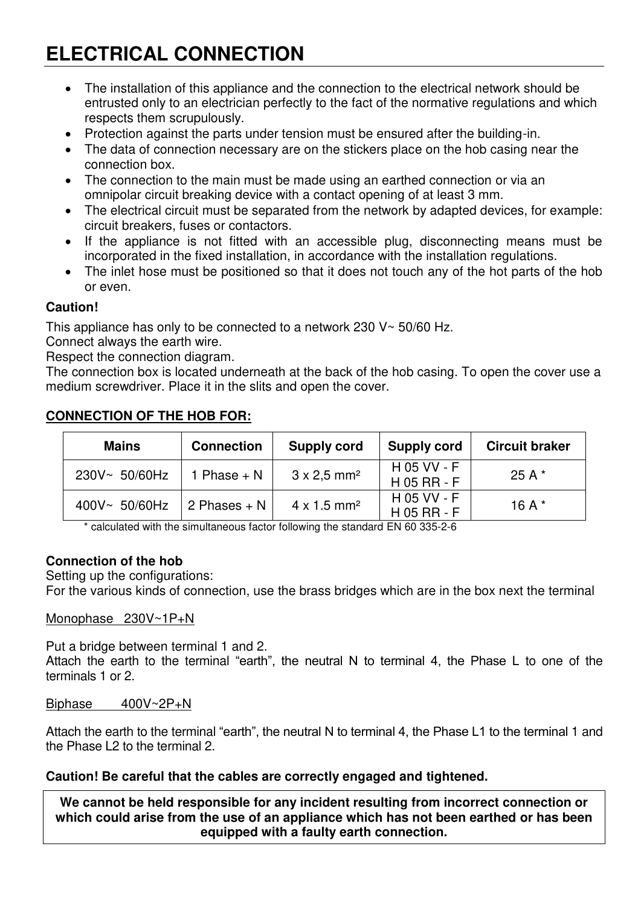# ELECTRICAL CONNECTION

- The installation of this appliance and the connection to the electrical network should be entrusted only to an electrician perfectly to the fact of the normative regulations and which respects them scrupulously.
- Protection against the parts under tension must be ensured after the building-in.
- The data of connection necessary are on the stickers place on the hob casing near the connection box.
- The connection to the main must be made using an earthed connection or via an omnipolar circuit breaking device with a contact opening of at least 3 mm.
- The electrical circuit must be separated from the network by adapted devices, for example: circuit breakers, fuses or contactors.
- If the appliance is not fitted with an accessible plug, disconnecting means must be incorporated in the fixed installation, in accordance with the installation regulations.
- The inlet hose must be positioned so that it does not touch any of the hot parts of the hob or even.

**Caution!**

This appliance has only to be connected to a network 230 V~ 50/60 Hz.
Connect always the earth wire.
Respect the connection diagram.
The connection box is located underneath at the back of the hob casing. To open the cover use a medium screwdriver. Place it in the slits and open the cover.

**CONNECTION OF THE HOB FOR:**

| Mains | Connection | Supply cord | Supply cord | Circuit braker |
|---|---|---|---|---|
| 230V~ 50/60Hz | 1 Phase + N | 3 x 2,5 mm² | H 05 VV - F<br>H 05 RR - F | 25 A * |
| 400V~ 50/60Hz | 2 Phases + N | 4 x 1.5 mm² | H 05 VV - F<br>H 05 RR - F | 16 A * |

\* calculated with the simultaneous factor following the standard EN 60 335-2-6

**Connection of the hob**
Setting up the configurations:
For the various kinds of connection, use the brass bridges which are in the box next the terminal

Monophase 230V~1P+N

Put a bridge between terminal 1 and 2.
Attach the earth to the terminal “earth”, the neutral N to terminal 4, the Phase L to one of the terminals 1 or 2.

Biphase 400V~2P+N

Attach the earth to the terminal “earth”, the neutral N to terminal 4, the Phase L1 to the terminal 1 and the Phase L2 to the terminal 2.

**Caution! Be careful that the cables are correctly engaged and tightened.**

**We cannot be held responsible for any incident resulting from incorrect connection or which could arise from the use of an appliance which has not been earthed or has been equipped with a faulty earth connection.**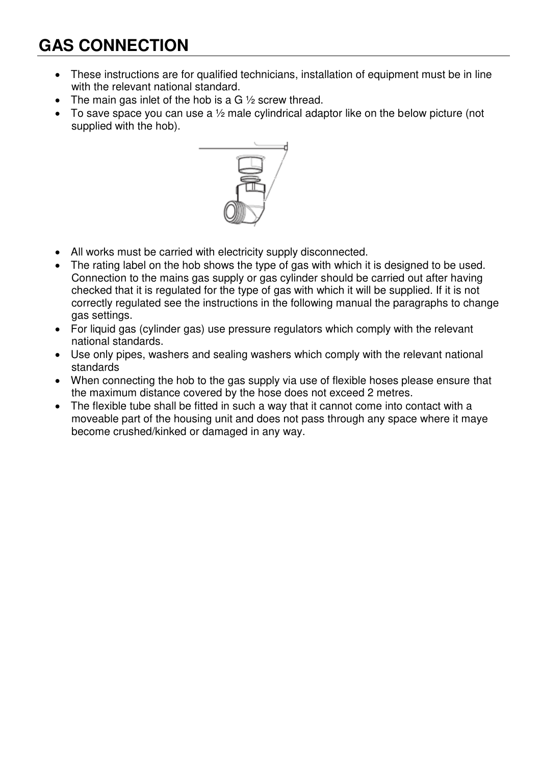# GAS CONNECTION

- These instructions are for qualified technicians, installation of equipment must be in line with the relevant national standard.
- The main gas inlet of the hob is a G ½ screw thread.
- To save space you can use a ½ male cylindrical adaptor like on the below picture (not supplied with the hob).

- All works must be carried with electricity supply disconnected.
- The rating label on the hob shows the type of gas with which it is designed to be used. Connection to the mains gas supply or gas cylinder should be carried out after having checked that it is regulated for the type of gas with which it will be supplied. If it is not correctly regulated see the instructions in the following manual the paragraphs to change gas settings.
- For liquid gas (cylinder gas) use pressure regulators which comply with the relevant national standards.
- Use only pipes, washers and sealing washers which comply with the relevant national standards
- When connecting the hob to the gas supply via use of flexible hoses please ensure that the maximum distance covered by the hose does not exceed 2 metres.
- The flexible tube shall be fitted in such a way that it cannot come into contact with a moveable part of the housing unit and does not pass through any space where it maye become crushed/kinked or damaged in any way.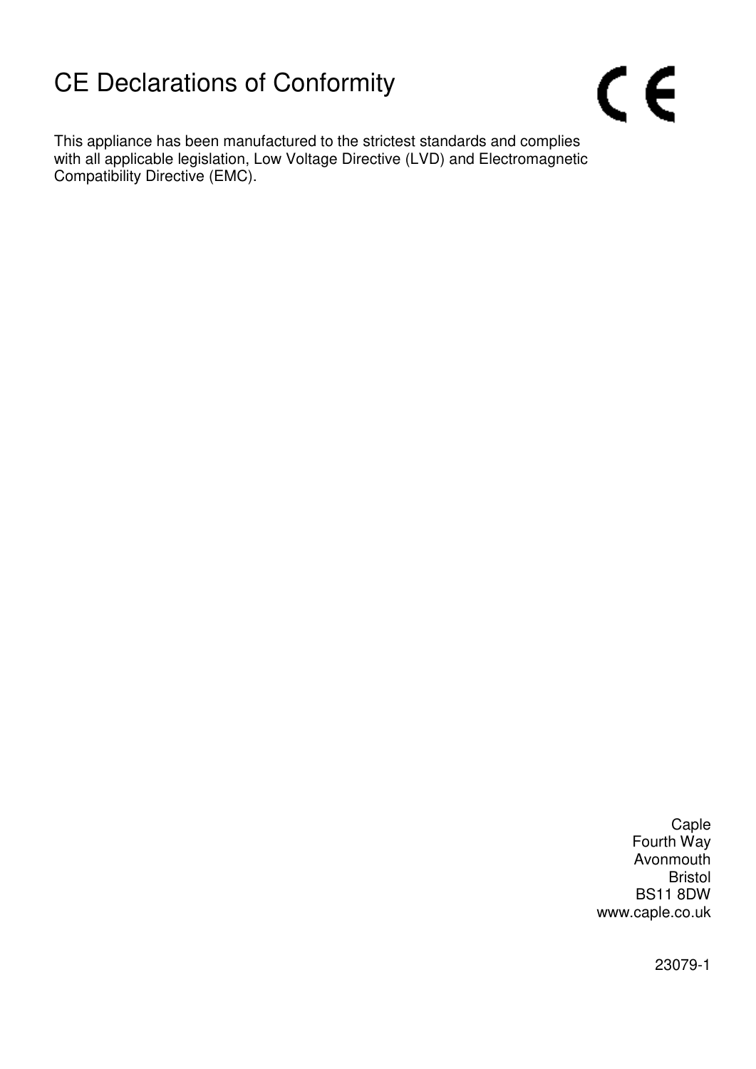# CE Declarations of Conformity

This appliance has been manufactured to the strictest standards and complies with all applicable legislation, Low Voltage Directive (LVD) and Electromagnetic Compatibility Directive (EMC).

Caple
Fourth Way
Avonmouth
Bristol
BS11 8DW
www.caple.co.uk

23079-1